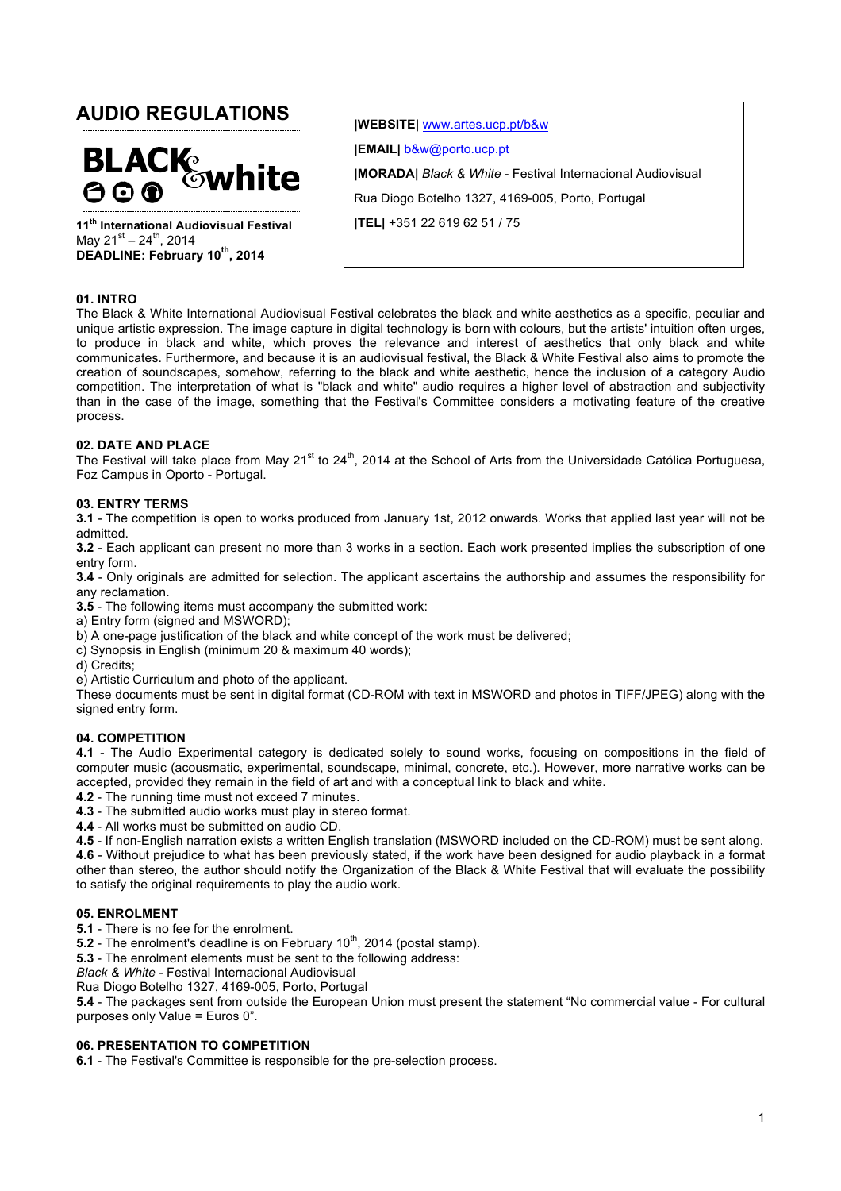# AUDIO REGULATIONS

**BLACK & white**

**11th International Audiovisual Festival**
May 21st – 24th, 2014
**DEADLINE: February 10th, 2014**

**|WEBSITE|** www.artes.ucp.pt/b&w

**|EMAIL|** b&w@porto.ucp.pt

**|MORADA|** *Black & White* - Festival Internacional Audiovisual

Rua Diogo Botelho 1327, 4169-005, Porto, Portugal

**|TEL|** +351 22 619 62 51 / 75

## 01. INTRO

The Black & White International Audiovisual Festival celebrates the black and white aesthetics as a specific, peculiar and unique artistic expression. The image capture in digital technology is born with colours, but the artists' intuition often urges, to produce in black and white, which proves the relevance and interest of aesthetics that only black and white communicates. Furthermore, and because it is an audiovisual festival, the Black & White Festival also aims to promote the creation of soundscapes, somehow, referring to the black and white aesthetic, hence the inclusion of a category Audio competition. The interpretation of what is "black and white" audio requires a higher level of abstraction and subjectivity than in the case of the image, something that the Festival's Committee considers a motivating feature of the creative process.

## 02. DATE AND PLACE

The Festival will take place from May 21st to 24th, 2014 at the School of Arts from the Universidade Católica Portuguesa, Foz Campus in Oporto - Portugal.

## 03. ENTRY TERMS

**3.1** - The competition is open to works produced from January 1st, 2012 onwards. Works that applied last year will not be admitted.

**3.2** - Each applicant can present no more than 3 works in a section. Each work presented implies the subscription of one entry form.

**3.4** - Only originals are admitted for selection. The applicant ascertains the authorship and assumes the responsibility for any reclamation.

**3.5** - The following items must accompany the submitted work:

a) Entry form (signed and MSWORD);

b) A one-page justification of the black and white concept of the work must be delivered;

c) Synopsis in English (minimum 20 & maximum 40 words);

d) Credits;

e) Artistic Curriculum and photo of the applicant.

These documents must be sent in digital format (CD-ROM with text in MSWORD and photos in TIFF/JPEG) along with the signed entry form.

## 04. COMPETITION

**4.1** - The Audio Experimental category is dedicated solely to sound works, focusing on compositions in the field of computer music (acousmatic, experimental, soundscape, minimal, concrete, etc.). However, more narrative works can be accepted, provided they remain in the field of art and with a conceptual link to black and white.

**4.2** - The running time must not exceed 7 minutes.

**4.3** - The submitted audio works must play in stereo format.

**4.4** - All works must be submitted on audio CD.

**4.5** - If non-English narration exists a written English translation (MSWORD included on the CD-ROM) must be sent along.

**4.6** - Without prejudice to what has been previously stated, if the work have been designed for audio playback in a format other than stereo, the author should notify the Organization of the Black & White Festival that will evaluate the possibility to satisfy the original requirements to play the audio work.

## 05. ENROLMENT

**5.1** - There is no fee for the enrolment.

**5.2** - The enrolment's deadline is on February 10th, 2014 (postal stamp).

**5.3** - The enrolment elements must be sent to the following address:

*Black & White* - Festival Internacional Audiovisual

Rua Diogo Botelho 1327, 4169-005, Porto, Portugal

**5.4** - The packages sent from outside the European Union must present the statement "No commercial value - For cultural purposes only Value = Euros 0".

## 06. PRESENTATION TO COMPETITION

**6.1** - The Festival's Committee is responsible for the pre-selection process.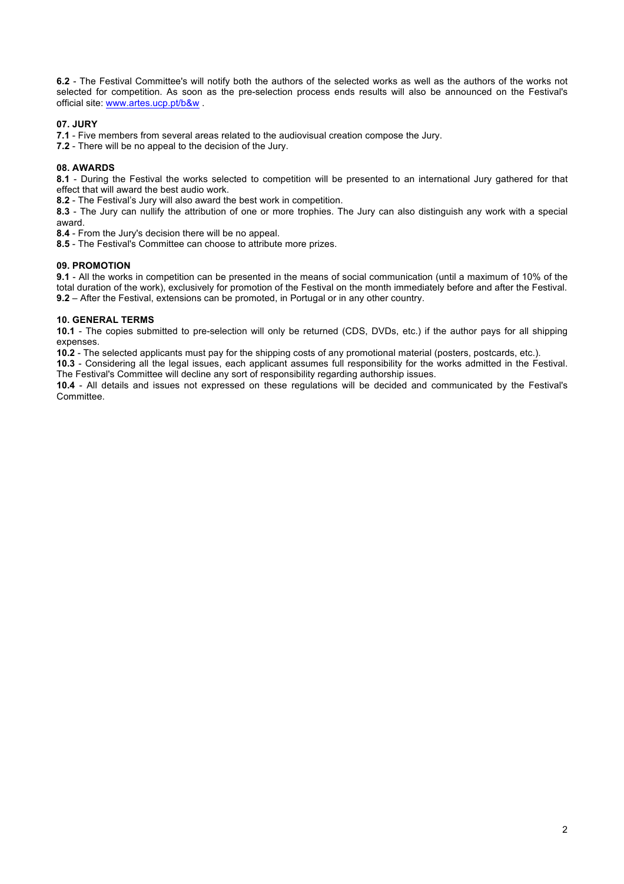**6.2** - The Festival Committee's will notify both the authors of the selected works as well as the authors of the works not selected for competition. As soon as the pre-selection process ends results will also be announced on the Festival's official site: [www.artes.ucp.pt/b&w](www.artes.ucp.pt/b&w) .

## 07. JURY

**7.1** - Five members from several areas related to the audiovisual creation compose the Jury.
**7.2** - There will be no appeal to the decision of the Jury.

## 08. AWARDS

**8.1** - During the Festival the works selected to competition will be presented to an international Jury gathered for that effect that will award the best audio work.
**8.2** - The Festival's Jury will also award the best work in competition.
**8.3** - The Jury can nullify the attribution of one or more trophies. The Jury can also distinguish any work with a special award.
**8.4** - From the Jury's decision there will be no appeal.
**8.5** - The Festival's Committee can choose to attribute more prizes.

## 09. PROMOTION

**9.1** - All the works in competition can be presented in the means of social communication (until a maximum of 10% of the total duration of the work), exclusively for promotion of the Festival on the month immediately before and after the Festival.
**9.2** – After the Festival, extensions can be promoted, in Portugal or in any other country.

## 10. GENERAL TERMS

**10.1** - The copies submitted to pre-selection will only be returned (CDS, DVDs, etc.) if the author pays for all shipping expenses.
**10.2** - The selected applicants must pay for the shipping costs of any promotional material (posters, postcards, etc.).
**10.3** - Considering all the legal issues, each applicant assumes full responsibility for the works admitted in the Festival. The Festival's Committee will decline any sort of responsibility regarding authorship issues.
**10.4** - All details and issues not expressed on these regulations will be decided and communicated by the Festival's Committee.